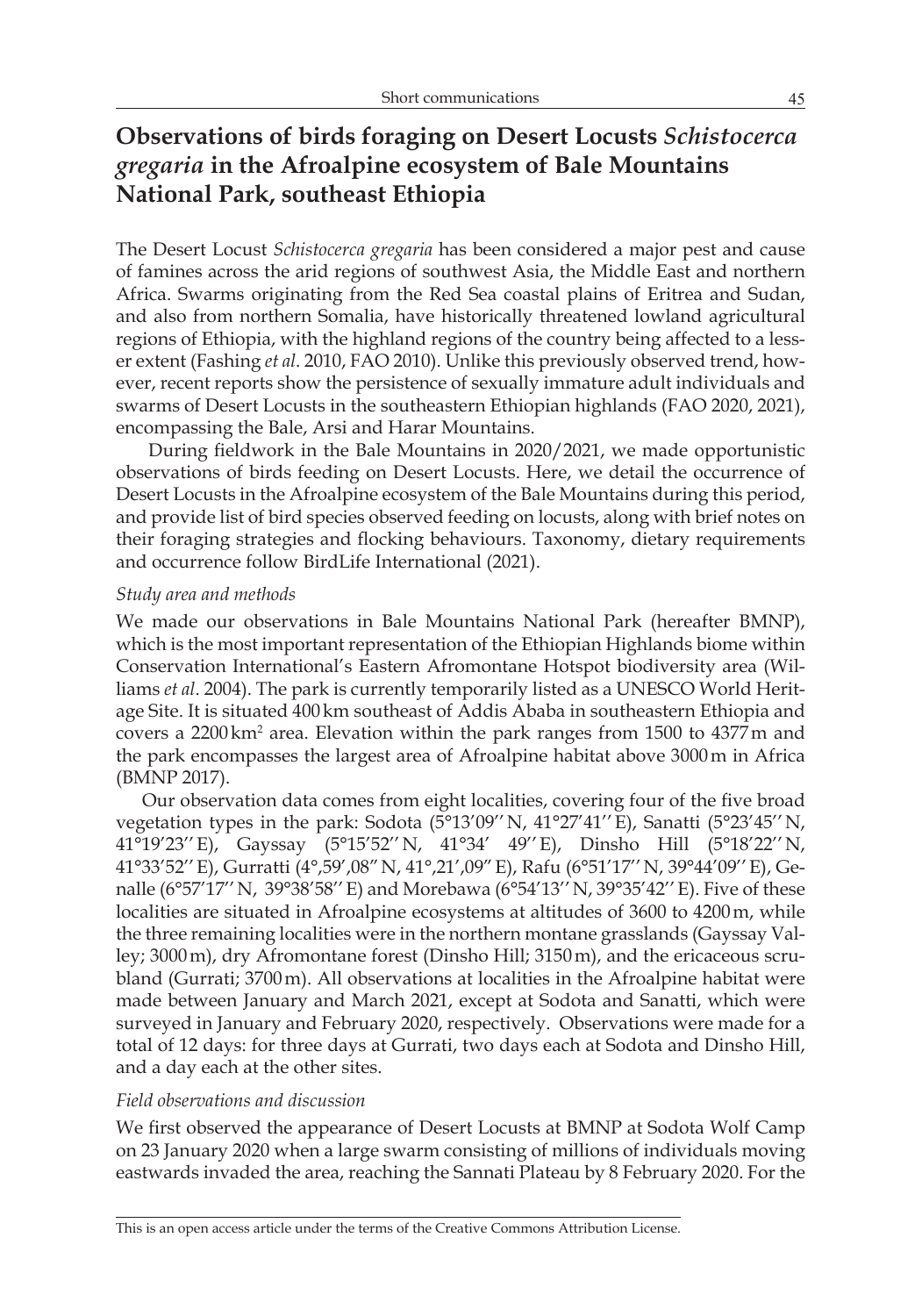# Observations of birds foraging on Desert Locusts *Schistocerca gregaria* in the Afroalpine ecosystem of Bale Mountains National Park, southeast Ethiopia

The Desert Locust *Schistocerca gregaria* has been considered a major pest and cause of famines across the arid regions of southwest Asia, the Middle East and northern Africa. Swarms originating from the Red Sea coastal plains of Eritrea and Sudan, and also from northern Somalia, have historically threatened lowland agricultural regions of Ethiopia, with the highland regions of the country being affected to a lesser extent (Fashing *et al*. 2010, FAO 2010). Unlike this previously observed trend, however, recent reports show the persistence of sexually immature adult individuals and swarms of Desert Locusts in the southeastern Ethiopian highlands (FAO 2020, 2021), encompassing the Bale, Arsi and Harar Mountains.

During fieldwork in the Bale Mountains in 2020/2021, we made opportunistic observations of birds feeding on Desert Locusts. Here, we detail the occurrence of Desert Locusts in the Afroalpine ecosystem of the Bale Mountains during this period, and provide list of bird species observed feeding on locusts, along with brief notes on their foraging strategies and flocking behaviours. Taxonomy, dietary requirements and occurrence follow BirdLife International (2021).

### *Study area and methods*

We made our observations in Bale Mountains National Park (hereafter BMNP), which is the most important representation of the Ethiopian Highlands biome within Conservation International's Eastern Afromontane Hotspot biodiversity area (Williams *et al*. 2004). The park is currently temporarily listed as a UNESCO World Heritage Site. It is situated 400 km southeast of Addis Ababa in southeastern Ethiopia and covers a 2200 km$^2$ area. Elevation within the park ranges from 1500 to 4377 m and the park encompasses the largest area of Afroalpine habitat above 3000 m in Africa (BMNP 2017).

Our observation data comes from eight localities, covering four of the five broad vegetation types in the park: Sodota (5°13′09′′ N, 41°27′41′′ E), Sanatti (5°23′45′′ N, 41°19′23′′ E), Gayssay (5°15′52′′ N, 41°34′ 49′′ E), Dinsho Hill (5°18′22′′ N, 41°33′52′′ E), Gurratti (4°,59′,08″ N, 41°,21′,09″ E), Rafu (6°51′17′′ N, 39°44′09′′ E), Genalle (6°57′17′′ N, 39°38′58′′ E) and Morebawa (6°54′13′′ N, 39°35′42′′ E). Five of these localities are situated in Afroalpine ecosystems at altitudes of 3600 to 4200 m, while the three remaining localities were in the northern montane grasslands (Gayssay Valley; 3000 m), dry Afromontane forest (Dinsho Hill; 3150 m), and the ericaceous scrubland (Gurrati; 3700 m). All observations at localities in the Afroalpine habitat were made between January and March 2021, except at Sodota and Sanatti, which were surveyed in January and February 2020, respectively. Observations were made for a total of 12 days: for three days at Gurrati, two days each at Sodota and Dinsho Hill, and a day each at the other sites.

### *Field observations and discussion*

We first observed the appearance of Desert Locusts at BMNP at Sodota Wolf Camp on 23 January 2020 when a large swarm consisting of millions of individuals moving eastwards invaded the area, reaching the Sannati Plateau by 8 February 2020. For the

This is an open access article under the terms of the Creative Commons Attribution License.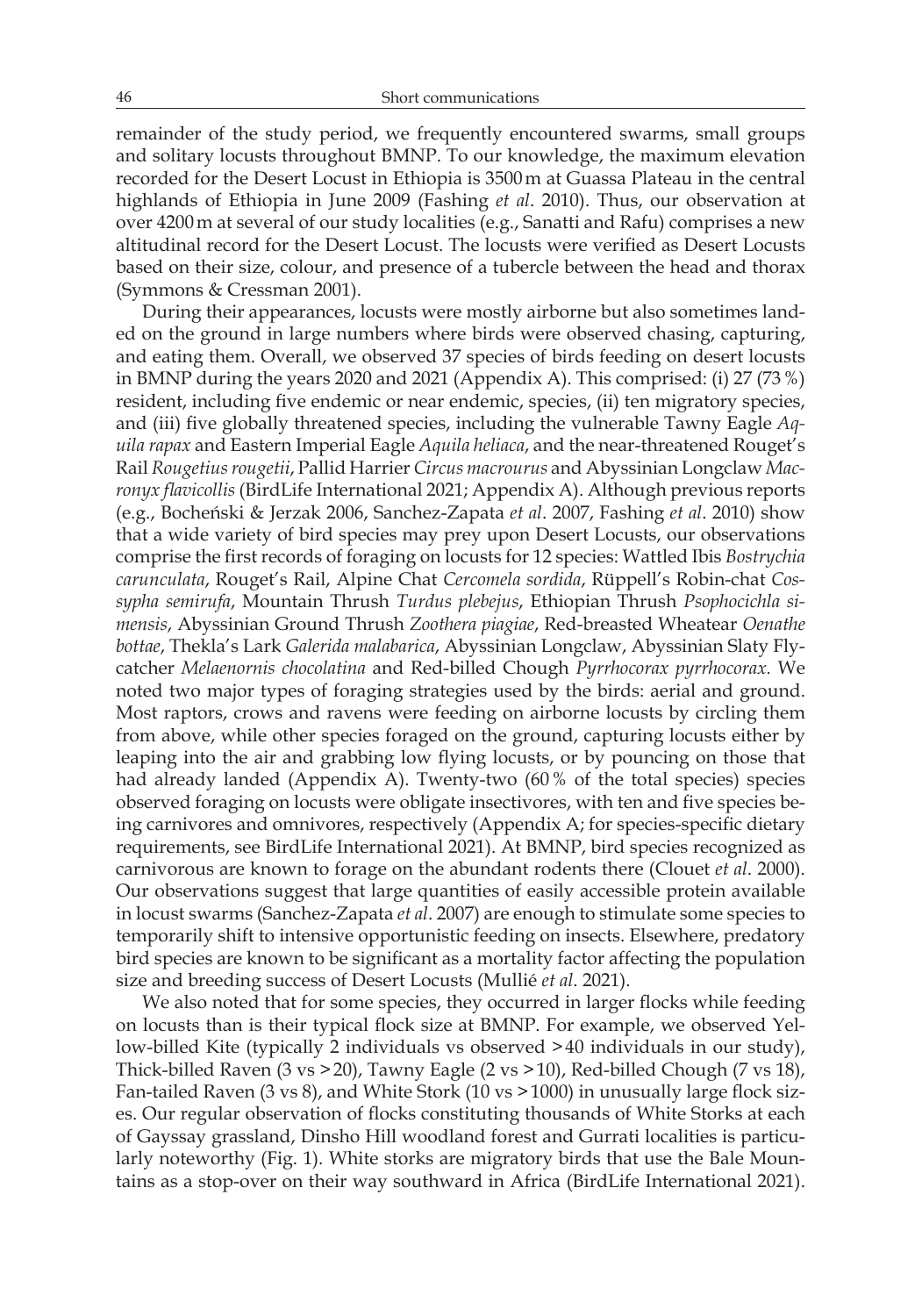remainder of the study period, we frequently encountered swarms, small groups and solitary locusts throughout BMNP. To our knowledge, the maximum elevation recorded for the Desert Locust in Ethiopia is 3500 m at Guassa Plateau in the central highlands of Ethiopia in June 2009 (Fashing *et al*. 2010). Thus, our observation at over 4200 m at several of our study localities (e.g., Sanatti and Rafu) comprises a new altitudinal record for the Desert Locust. The locusts were verified as Desert Locusts based on their size, colour, and presence of a tubercle between the head and thorax (Symmons & Cressman 2001).

During their appearances, locusts were mostly airborne but also sometimes landed on the ground in large numbers where birds were observed chasing, capturing, and eating them. Overall, we observed 37 species of birds feeding on desert locusts in BMNP during the years 2020 and 2021 (Appendix A). This comprised: (i) 27 (73 %) resident, including five endemic or near endemic, species, (ii) ten migratory species, and (iii) five globally threatened species, including the vulnerable Tawny Eagle *Aquila rapax* and Eastern Imperial Eagle *Aquila heliaca*, and the near-threatened Rouget's Rail *Rougetius rougetii*, Pallid Harrier *Circus macrourus* and Abyssinian Longclaw *Macronyx flavicollis* (BirdLife International 2021; Appendix A). Although previous reports (e.g., Bocheński & Jerzak 2006, Sanchez-Zapata *et al*. 2007, Fashing *et al*. 2010) show that a wide variety of bird species may prey upon Desert Locusts, our observations comprise the first records of foraging on locusts for 12 species: Wattled Ibis *Bostrychia carunculata*, Rouget's Rail, Alpine Chat *Cercomela sordida*, Rüppell's Robin-chat *Cossypha semirufa*, Mountain Thrush *Turdus plebejus*, Ethiopian Thrush *Psophocichla simensis*, Abyssinian Ground Thrush *Zoothera piagiae*, Red-breasted Wheatear *Oenathe bottae*, Thekla's Lark *Galerida malabarica*, Abyssinian Longclaw, Abyssinian Slaty Flycatcher *Melaenornis chocolatina* and Red-billed Chough *Pyrrhocorax pyrrhocorax*. We noted two major types of foraging strategies used by the birds: aerial and ground. Most raptors, crows and ravens were feeding on airborne locusts by circling them from above, while other species foraged on the ground, capturing locusts either by leaping into the air and grabbing low flying locusts, or by pouncing on those that had already landed (Appendix A). Twenty-two (60 % of the total species) species observed foraging on locusts were obligate insectivores, with ten and five species being carnivores and omnivores, respectively (Appendix A; for species-specific dietary requirements, see BirdLife International 2021). At BMNP, bird species recognized as carnivorous are known to forage on the abundant rodents there (Clouet *et al*. 2000). Our observations suggest that large quantities of easily accessible protein available in locust swarms (Sanchez-Zapata *et al*. 2007) are enough to stimulate some species to temporarily shift to intensive opportunistic feeding on insects. Elsewhere, predatory bird species are known to be significant as a mortality factor affecting the population size and breeding success of Desert Locusts (Mullié *et al*. 2021).

We also noted that for some species, they occurred in larger flocks while feeding on locusts than is their typical flock size at BMNP. For example, we observed Yellow-billed Kite (typically 2 individuals vs observed >40 individuals in our study), Thick-billed Raven (3 vs >20), Tawny Eagle (2 vs >10), Red-billed Chough (7 vs 18), Fan-tailed Raven (3 vs 8), and White Stork (10 vs >1000) in unusually large flock sizes. Our regular observation of flocks constituting thousands of White Storks at each of Gayssay grassland, Dinsho Hill woodland forest and Gurrati localities is particularly noteworthy (Fig. 1). White storks are migratory birds that use the Bale Mountains as a stop-over on their way southward in Africa (BirdLife International 2021).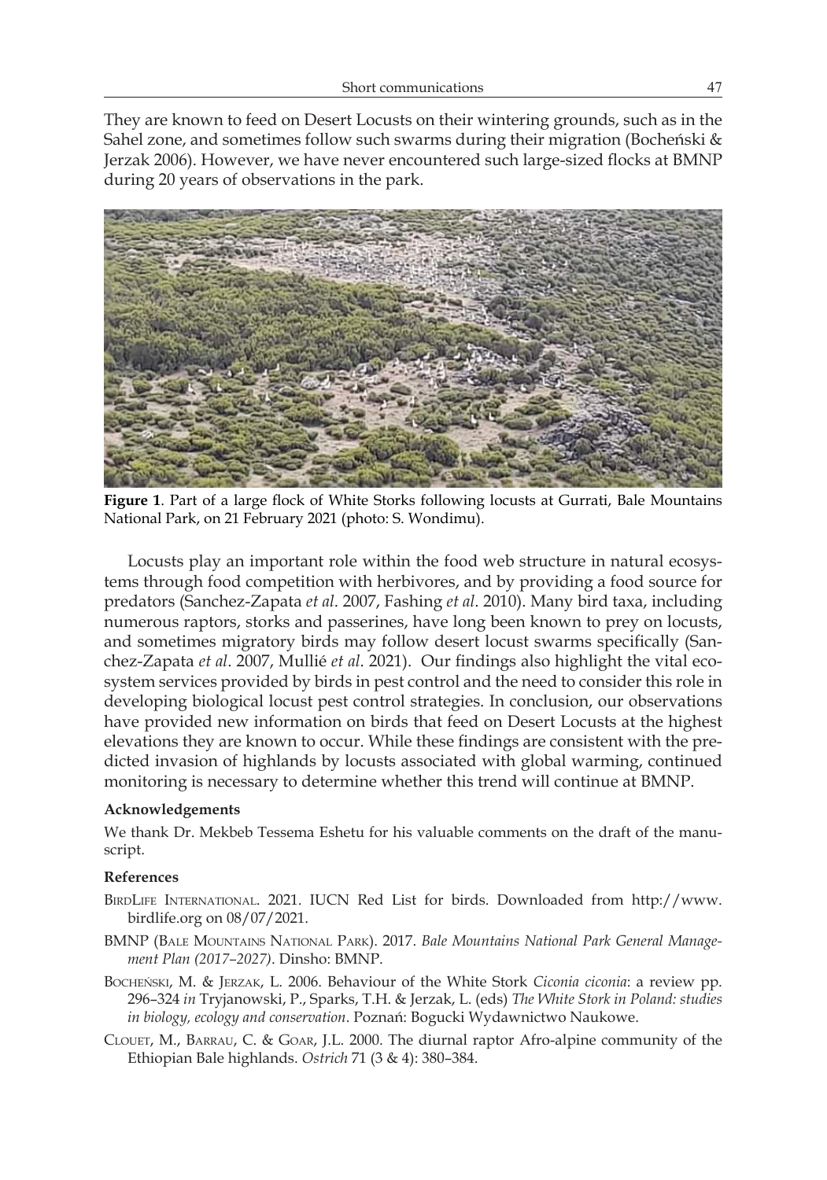They are known to feed on Desert Locusts on their wintering grounds, such as in the Sahel zone, and sometimes follow such swarms during their migration (Bocheński & Jerzak 2006). However, we have never encountered such large-sized flocks at BMNP during 20 years of observations in the park.

**Figure 1**. Part of a large flock of White Storks following locusts at Gurrati, Bale Mountains National Park, on 21 February 2021 (photo: S. Wondimu).

Locusts play an important role within the food web structure in natural ecosystems through food competition with herbivores, and by providing a food source for predators (Sanchez-Zapata *et al*. 2007, Fashing *et al*. 2010). Many bird taxa, including numerous raptors, storks and passerines, have long been known to prey on locusts, and sometimes migratory birds may follow desert locust swarms specifically (Sanchez-Zapata *et al*. 2007, Mullié *et al*. 2021). Our findings also highlight the vital ecosystem services provided by birds in pest control and the need to consider this role in developing biological locust pest control strategies. In conclusion, our observations have provided new information on birds that feed on Desert Locusts at the highest elevations they are known to occur. While these findings are consistent with the predicted invasion of highlands by locusts associated with global warming, continued monitoring is necessary to determine whether this trend will continue at BMNP.

#### Acknowledgements

We thank Dr. Mekbeb Tessema Eshetu for his valuable comments on the draft of the manuscript.

#### References

BirdLife International. 2021. IUCN Red List for birds. Downloaded from http://www.birdlife.org on 08/07/2021.

BMNP (Bale Mountains National Park). 2017. *Bale Mountains National Park General Management Plan (2017–2027)*. Dinsho: BMNP.

Bocheński, M. & Jerzak, L. 2006. Behaviour of the White Stork *Ciconia ciconia*: a review pp. 296–324 *in* Tryjanowski, P., Sparks, T.H. & Jerzak, L. (eds) *The White Stork in Poland: studies in biology, ecology and conservation*. Poznań: Bogucki Wydawnictwo Naukowe.

Clouet, M., Barrau, C. & Goar, J.L. 2000. The diurnal raptor Afro-alpine community of the Ethiopian Bale highlands. *Ostrich* 71 (3 & 4): 380–384.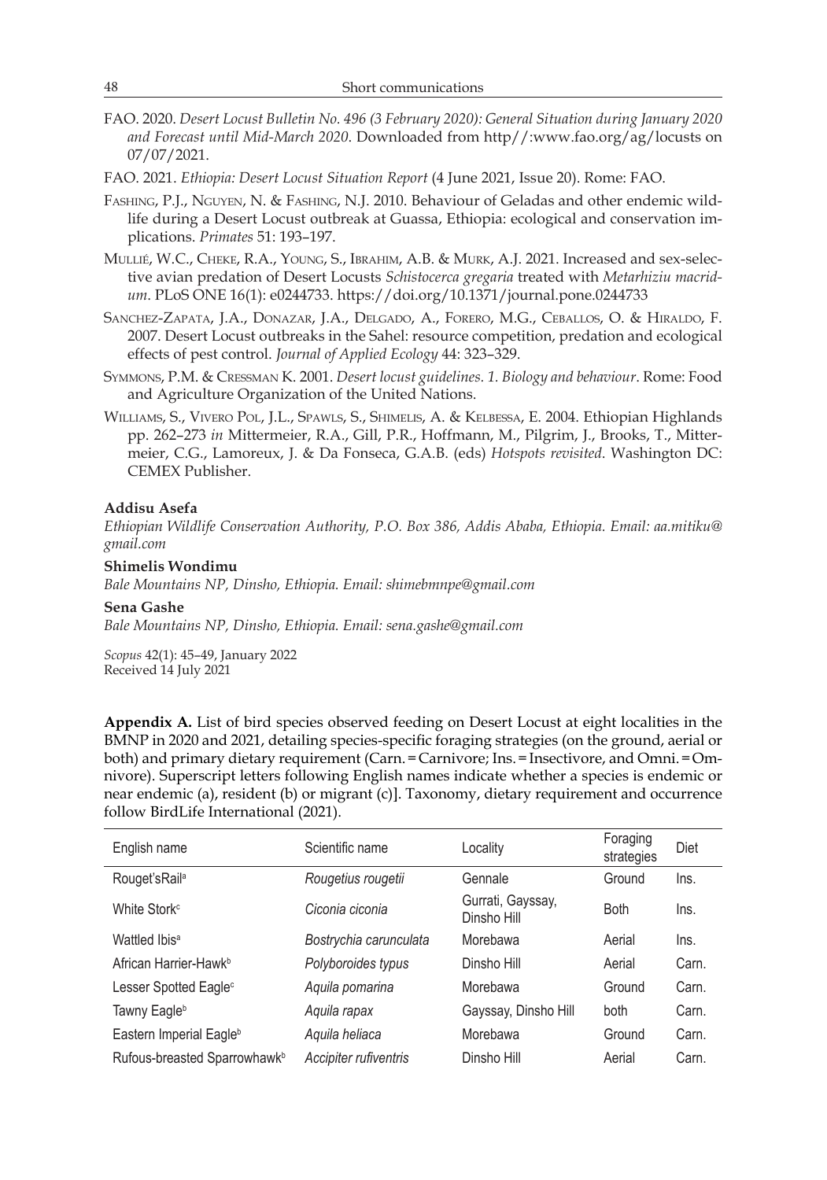FAO. 2020. *Desert Locust Bulletin No. 496 (3 February 2020): General Situation during January 2020 and Forecast until Mid-March 2020*. Downloaded from http//:www.fao.org/ag/locusts on 07/07/2021.

FAO. 2021. *Ethiopia: Desert Locust Situation Report* (4 June 2021, Issue 20). Rome: FAO.

Fashing, P.J., Nguyen, N. & Fashing, N.J. 2010. Behaviour of Geladas and other endemic wildlife during a Desert Locust outbreak at Guassa, Ethiopia: ecological and conservation implications. *Primates* 51: 193–197.

Mullié, W.C., Cheke, R.A., Young, S., Ibrahim, A.B. & Murk, A.J. 2021. Increased and sex-selective avian predation of Desert Locusts *Schistocerca gregaria* treated with *Metarhiziu macridum*. PLoS ONE 16(1): e0244733. https://doi.org/10.1371/journal.pone.0244733

Sanchez-Zapata, J.A., Donazar, J.A., Delgado, A., Forero, M.G., Ceballos, O. & Hiraldo, F. 2007. Desert Locust outbreaks in the Sahel: resource competition, predation and ecological effects of pest control. *Journal of Applied Ecology* 44: 323–329.

Symmons, P.M. & Cressman K. 2001. *Desert locust guidelines. 1. Biology and behaviour*. Rome: Food and Agriculture Organization of the United Nations.

Williams, S., Vivero Pol, J.L., Spawls, S., Shimelis, A. & Kelbessa, E. 2004. Ethiopian Highlands pp. 262–273 *in* Mittermeier, R.A., Gill, P.R., Hoffmann, M., Pilgrim, J., Brooks, T., Mittermeier, C.G., Lamoreux, J. & Da Fonseca, G.A.B. (eds) *Hotspots revisited*. Washington DC: CEMEX Publisher.

**Addisu Asefa**
*Ethiopian Wildlife Conservation Authority, P.O. Box 386, Addis Ababa, Ethiopia. Email: aa.mitiku@gmail.com*

**Shimelis Wondimu**
*Bale Mountains NP, Dinsho, Ethiopia. Email: shimebmnpe@gmail.com*

**Sena Gashe**
*Bale Mountains NP, Dinsho, Ethiopia. Email: sena.gashe@gmail.com*

*Scopus* 42(1): 45–49, January 2022
Received 14 July 2021

**Appendix A.** List of bird species observed feeding on Desert Locust at eight localities in the BMNP in 2020 and 2021, detailing species-specific foraging strategies (on the ground, aerial or both) and primary dietary requirement (Carn. = Carnivore; Ins. = Insectivore, and Omni. = Omnivore). Superscript letters following English names indicate whether a species is endemic or near endemic (a), resident (b) or migrant (c)]. Taxonomy, dietary requirement and occurrence follow BirdLife International (2021).

| English name | Scientific name | Locality | Foraging strategies | Diet |
|---|---|---|---|---|
| Rouget'sRail[a] | *Rougetius rougetii* | Gennale | Ground | Ins. |
| White Stork[c] | *Ciconia ciconia* | Gurrati, Gayssay, Dinsho Hill | Both | Ins. |
| Wattled Ibis[a] | *Bostrychia carunculata* | Morebawa | Aerial | Ins. |
| African Harrier-Hawk[b] | *Polyboroides typus* | Dinsho Hill | Aerial | Carn. |
| Lesser Spotted Eagle[c] | *Aquila pomarina* | Morebawa | Ground | Carn. |
| Tawny Eagle[b] | *Aquila rapax* | Gayssay, Dinsho Hill | both | Carn. |
| Eastern Imperial Eagle[b] | *Aquila heliaca* | Morebawa | Ground | Carn. |
| Rufous-breasted Sparrowhawk[b] | *Accipiter rufiventris* | Dinsho Hill | Aerial | Carn. |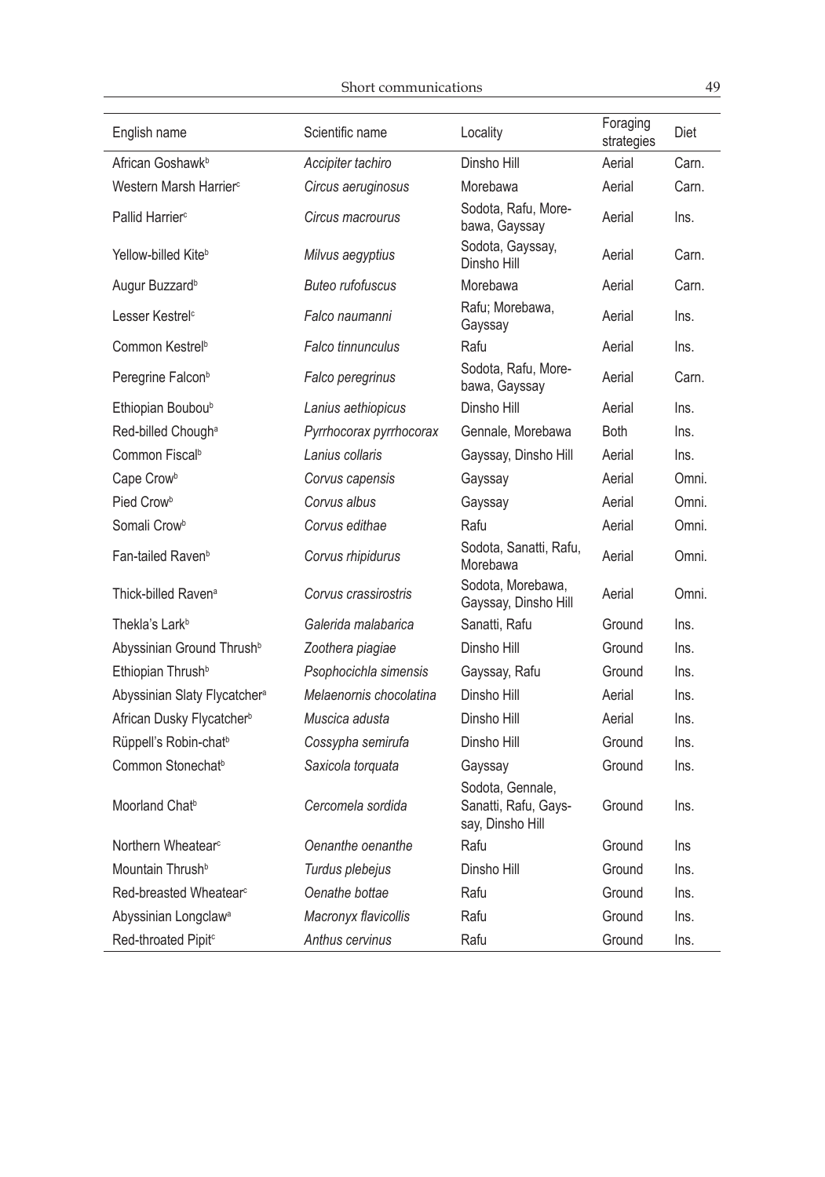| English name | Scientific name | Locality | Foraging strategies | Diet |
|---|---|---|---|---|
| African Goshawk[b] | *Accipiter tachiro* | Dinsho Hill | Aerial | Carn. |
| Western Marsh Harrier[c] | *Circus aeruginosus* | Morebawa | Aerial | Carn. |
| Pallid Harrier[c] | *Circus macrourus* | Sodota, Rafu, Morebawa, Gayssay | Aerial | Ins. |
| Yellow-billed Kite[b] | *Milvus aegyptius* | Sodota, Gayssay, Dinsho Hill | Aerial | Carn. |
| Augur Buzzard[b] | *Buteo rufofuscus* | Morebawa | Aerial | Carn. |
| Lesser Kestrel[c] | *Falco naumanni* | Rafu; Morebawa, Gayssay | Aerial | Ins. |
| Common Kestrel[b] | *Falco tinnunculus* | Rafu | Aerial | Ins. |
| Peregrine Falcon[b] | *Falco peregrinus* | Sodota, Rafu, Morebawa, Gayssay | Aerial | Carn. |
| Ethiopian Boubou[b] | *Lanius aethiopicus* | Dinsho Hill | Aerial | Ins. |
| Red-billed Chough[a] | *Pyrrhocorax pyrrhocorax* | Gennale, Morebawa | Both | Ins. |
| Common Fiscal[b] | *Lanius collaris* | Gayssay, Dinsho Hill | Aerial | Ins. |
| Cape Crow[b] | *Corvus capensis* | Gayssay | Aerial | Omni. |
| Pied Crow[b] | *Corvus albus* | Gayssay | Aerial | Omni. |
| Somali Crow[b] | *Corvus edithae* | Rafu | Aerial | Omni. |
| Fan-tailed Raven[b] | *Corvus rhipidurus* | Sodota, Sanatti, Rafu, Morebawa | Aerial | Omni. |
| Thick-billed Raven[a] | *Corvus crassirostris* | Sodota, Morebawa, Gayssay, Dinsho Hill | Aerial | Omni. |
| Thekla's Lark[b] | *Galerida malabarica* | Sanatti, Rafu | Ground | Ins. |
| Abyssinian Ground Thrush[b] | *Zoothera piagiae* | Dinsho Hill | Ground | Ins. |
| Ethiopian Thrush[b] | *Psophocichla simensis* | Gayssay, Rafu | Ground | Ins. |
| Abyssinian Slaty Flycatcher[a] | *Melaenornis chocolatina* | Dinsho Hill | Aerial | Ins. |
| African Dusky Flycatcher[b] | *Muscica adusta* | Dinsho Hill | Aerial | Ins. |
| Rüppell's Robin-chat[b] | *Cossypha semirufa* | Dinsho Hill | Ground | Ins. |
| Common Stonechat[b] | *Saxicola torquata* | Gayssay | Ground | Ins. |
| Moorland Chat[b] | *Cercomela sordida* | Sodota, Gennale, Sanatti, Rafu, Gayssay, Dinsho Hill | Ground | Ins. |
| Northern Wheatear[c] | *Oenanthe oenanthe* | Rafu | Ground | Ins |
| Mountain Thrush[b] | *Turdus plebejus* | Dinsho Hill | Ground | Ins. |
| Red-breasted Wheatear[c] | *Oenathe bottae* | Rafu | Ground | Ins. |
| Abyssinian Longclaw[a] | *Macronyx flavicollis* | Rafu | Ground | Ins. |
| Red-throated Pipit[c] | *Anthus cervinus* | Rafu | Ground | Ins. |